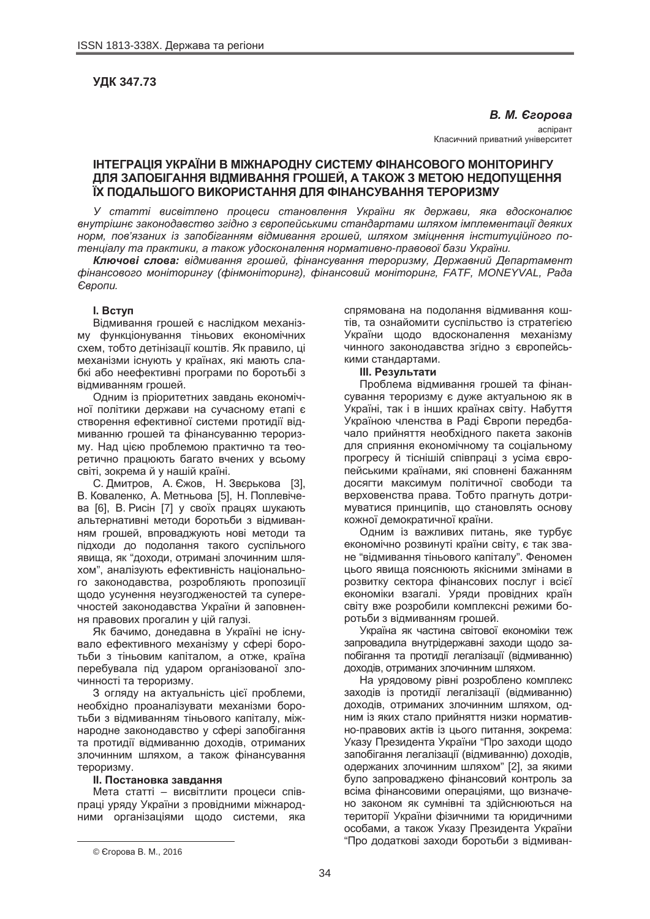**УДК 347.73**

***В. М. Єгорова***

аспірант
Класичний приватний університет

# ІНТЕГРАЦІЯ УКРАЇНИ В МІЖНАРОДНУ СИСТЕМУ ФІНАНСОВОГО МОНІТОРИНГУ ДЛЯ ЗАПОБІГАННЯ ВІДМИВАННЯ ГРОШЕЙ, А ТАКОЖ З МЕТОЮ НЕДОПУЩЕННЯ ЇХ ПОДАЛЬШОГО ВИКОРИСТАННЯ ДЛЯ ФІНАНСУВАННЯ ТЕРОРИЗМУ

*У статті висвітлено процеси становлення України як держави, яка вдосконалює внутрішнє законодавство згідно з європейськими стандартами шляхом імплементації деяких норм, пов'язаних із запобіганням відмивання грошей, шляхом зміцнення інституційного потенціалу та практики, а також удосконалення нормативно-правової бази України.*

***Ключові слова:** відмивання грошей, фінансування тероризму, Державний Департамент фінансового моніторингу (фінмоніторинг), фінансовий моніторинг, FATF, MONEYVAL, Рада Європи.*

## I. Вступ

Відмивання грошей є наслідком механізму функціонування тіньових економічних схем, тобто детінізації коштів. Як правило, ці механізми існують у країнах, які мають слабкі або неефективні програми по боротьбі з відмиванням грошей.

Одним із пріоритетних завдань економічної політики держави на сучасному етапі є створення ефективної системи протидії відмиванню грошей та фінансуванню тероризму. Над цією проблемою практично та теоретично працюють багато вчених у всьому світі, зокрема й у нашій країні.

С. Дмитров, А. Єжов, Н. Звєрькова [3], В. Коваленко, А. Метньова [5], Н. Поплевічева [6], В. Рисін [7] у своїх працях шукають альтернативні методи боротьби з відмиванням грошей, впроваджують нові методи та підходи до подолання такого суспільного явища, як "доходи, отримані злочинним шляхом", аналізують ефективність національного законодавства, розробляють пропозиції щодо усунення неузгодженостей та суперечностей законодавства України й заповнення правових прогалин у цій галузі.

Як бачимо, донедавна в Україні не існувало ефективного механізму у сфері боротьби з тіньовим капіталом, а отже, країна перебувала під ударом організованої злочинності та тероризму.

З огляду на актуальність цієї проблеми, необхідно проаналізувати механізми боротьби з відмиванням тіньового капіталу, міжнародне законодавство у сфері запобігання та протидії відмиванню доходів, отриманих злочинним шляхом, а також фінансування тероризму.

## II. Постановка завдання

Мета статті – висвітлити процеси співпраці уряду України з провідними міжнародними організаціями щодо системи, яка спрямована на подолання відмивання коштів, та ознайомити суспільство із стратегією України щодо вдосконалення механізму чинного законодавства згідно з європейськими стандартами.

## III. Результати

Проблема відмивання грошей та фінансування тероризму є дуже актуальною як в Україні, так і в інших країнах світу. Набуття Україною членства в Раді Європи передбачало прийняття необхідного пакета законів для сприяння економічному та соціальному прогресу й тіснішій співпраці з усіма європейськими країнами, які сповнені бажанням досягти максимум політичної свободи та верховенства права. Тобто прагнуть дотримуватися принципів, що становлять основу кожної демократичної країни.

Одним із важливих питань, яке турбує економічно розвинуті країни світу, є так зване "відмивання тіньового капіталу". Феномен цього явища пояснюють якісними змінами в розвитку сектора фінансових послуг і всієї економіки взагалі. Уряди провідних країн світу вже розробили комплексні режими боротьби з відмиванням грошей.

Україна як частина світової економіки теж запровадила внутрідержавні заходи щодо запобігання та протидії легалізації (відмиванню) доходів, отриманих злочинним шляхом.

На урядовому рівні розроблено комплекс заходів із протидії легалізації (відмиванню) доходів, отриманих злочинним шляхом, одним із яких стало прийняття низки нормативно-правових актів із цього питання, зокрема: Указу Президента України "Про заходи щодо запобігання легалізації (відмиванню) доходів, одержаних злочинним шляхом" [2], за якими було запроваджено фінансовий контроль за всіма фінансовими операціями, що визначено законом як сумнівні та здійснюються на території України фізичними та юридичними особами, а також Указу Президента України "Про додаткові заходи боротьби з відмиван-

© Єгорова В. М., 2016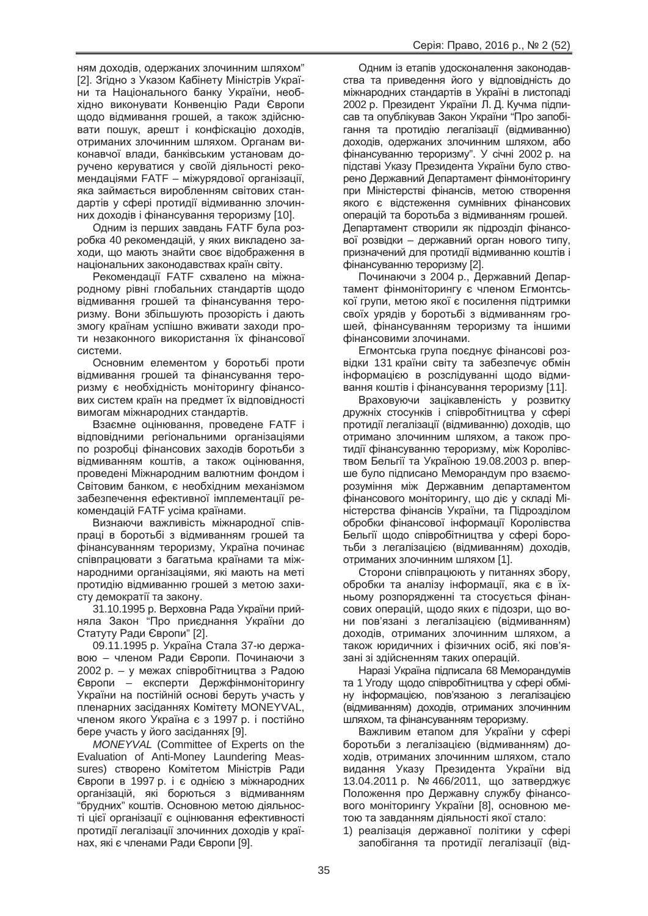ням доходів, одержаних злочинним шляхом" [2]. Згідно з Указом Кабінету Міністрів України та Національного банку України, необхідно виконувати Конвенцію Ради Європи щодо відмивання грошей, а також здійснювати пошук, арешт і конфіскацію доходів, отриманих злочинним шляхом. Органам виконавчої влади, банківським установам доручено керуватися у своїй діяльності рекомендаціями FATF – міжурядової організації, яка займається виробленням світових стандартів у сфері протидії відмиванню злочинних доходів і фінансування тероризму [10].

Одним із перших завдань FATF була розробка 40 рекомендацій, у яких викладено заходи, що мають знайти своє відображення в національних законодавствах країн світу.

Рекомендації FATF схвалено на міжнародному рівні глобальних стандартів щодо відмивання грошей та фінансування тероризму. Вони збільшують прозорість і дають змогу країнам успішно вживати заходи проти незаконного використання їх фінансової системи.

Основним елементом у боротьбі проти відмивання грошей та фінансування тероризму є необхідність моніторингу фінансових систем країн на предмет їх відповідності вимогам міжнародних стандартів.

Взаємне оцінювання, проведене FATF і відповідними регіональними організаціями по розробці фінансових заходів боротьби з відмиванням коштів, а також оцінювання, проведені Міжнародним валютним фондом і Світовим банком, є необхідним механізмом забезпечення ефективної імплементації рекомендацій FATF усіма країнами.

Визнаючи важливість міжнародної співпраці в боротьбі з відмиванням грошей та фінансуванням тероризму, Україна починає співпрацювати з багатьма країнами та міжнародними організаціями, які мають на меті протидію відмиванню грошей з метою захисту демократії та закону.

31.10.1995 р. Верховна Рада України прийняла Закон "Про приєднання України до Статуту Ради Європи" [2].

09.11.1995 р. Україна Стала 37-ю державою – членом Ради Європи. Починаючи з 2002 р. – у межах співробітництва з Радою Європи – експерти Держфінмоніторингу України на постійній основі беруть участь у пленарних засіданнях Комітету MONEYVAL, членом якого Україна є з 1997 р. і постійно бере участь у його засіданнях [9].

*MONEYVAL* (Committee of Experts on the Evaluation of Anti-Money Laundering Meassures) створено Комітетом Міністрів Ради Європи в 1997 р. і є однією з міжнародних організацій, які борються з відмиванням "брудних" коштів. Основною метою діяльності цієї організації є оцінювання ефективності протидії легалізації злочинних доходів у країнах, які є членами Ради Європи [9].

Одним із етапів удосконалення законодавства та приведення його у відповідність до міжнародних стандартів в Україні в листопаді 2002 р. Президент України Л. Д. Кучма підписав та опублікував Закон України "Про запобігання та протидію легалізації (відмиванню) доходів, одержаних злочинним шляхом, або фінансуванню тероризму". У січні 2002 р. на підставі Указу Президента України було створено Державний Департамент фінмоніторингу при Міністерстві фінансів, метою створення якого є відстеження сумнівних фінансових операцій та боротьба з відмиванням грошей. Департамент створили як підрозділ фінансової розвідки – державний орган нового типу, призначений для протидії відмиванню коштів і фінансуванню тероризму [2].

Починаючи з 2004 р., Державний Департамент фінмоніторингу є членом Егмонтської групи, метою якої є посилення підтримки своїх урядів у боротьбі з відмиванням грошей, фінансуванням тероризму та іншими фінансовими злочинами.

Егмонтська група поєднує фінансові розвідки 131 країни світу та забезпечує обмін інформацією в розслідуванні щодо відмивання коштів і фінансування тероризму [11].

Враховуючи зацікавленість у розвитку дружніх стосунків і співробітництва у сфері протидії легалізації (відмиванню) доходів, що отримано злочинним шляхом, а також протидії фінансуванню тероризму, між Королівством Бельгії та Україною 19.08.2003 р. вперше було підписано Меморандум про взаєморозуміння між Державним департаментом фінансового моніторингу, що діє у складі Міністерства фінансів України, та Підрозділом обробки фінансової інформації Королівства Бельгії щодо співробітництва у сфері боротьби з легалізацією (відмиванням) доходів, отриманих злочинним шляхом [1].

Сторони співпрацюють у питаннях збору, обробки та аналізу інформації, яка є в їхньому розпорядженні та стосується фінансових операцій, щодо яких є підозри, що вони пов'язані з легалізацією (відмиванням) доходів, отриманих злочинним шляхом, а також юридичних і фізичних осіб, які пов'язані зі здійсненням таких операцій.

Наразі Україна підписала 68 Меморандумів та 1 Угоду щодо співробітництва у сфері обміну інформацією, пов'язаною з легалізацією (відмиванням) доходів, отриманих злочинним шляхом, та фінансуванням тероризму.

Важливим етапом для України у сфері боротьби з легалізацією (відмиванням) доходів, отриманих злочинним шляхом, стало видання Указу Президента України від 13.04.2011 р. № 466/2011, що затверджує Положення про Державну службу фінансового моніторингу України [8], основною метою та завданням діяльності якої стало:

1) реалізація державної політики у сфері запобігання та протидії легалізації (від-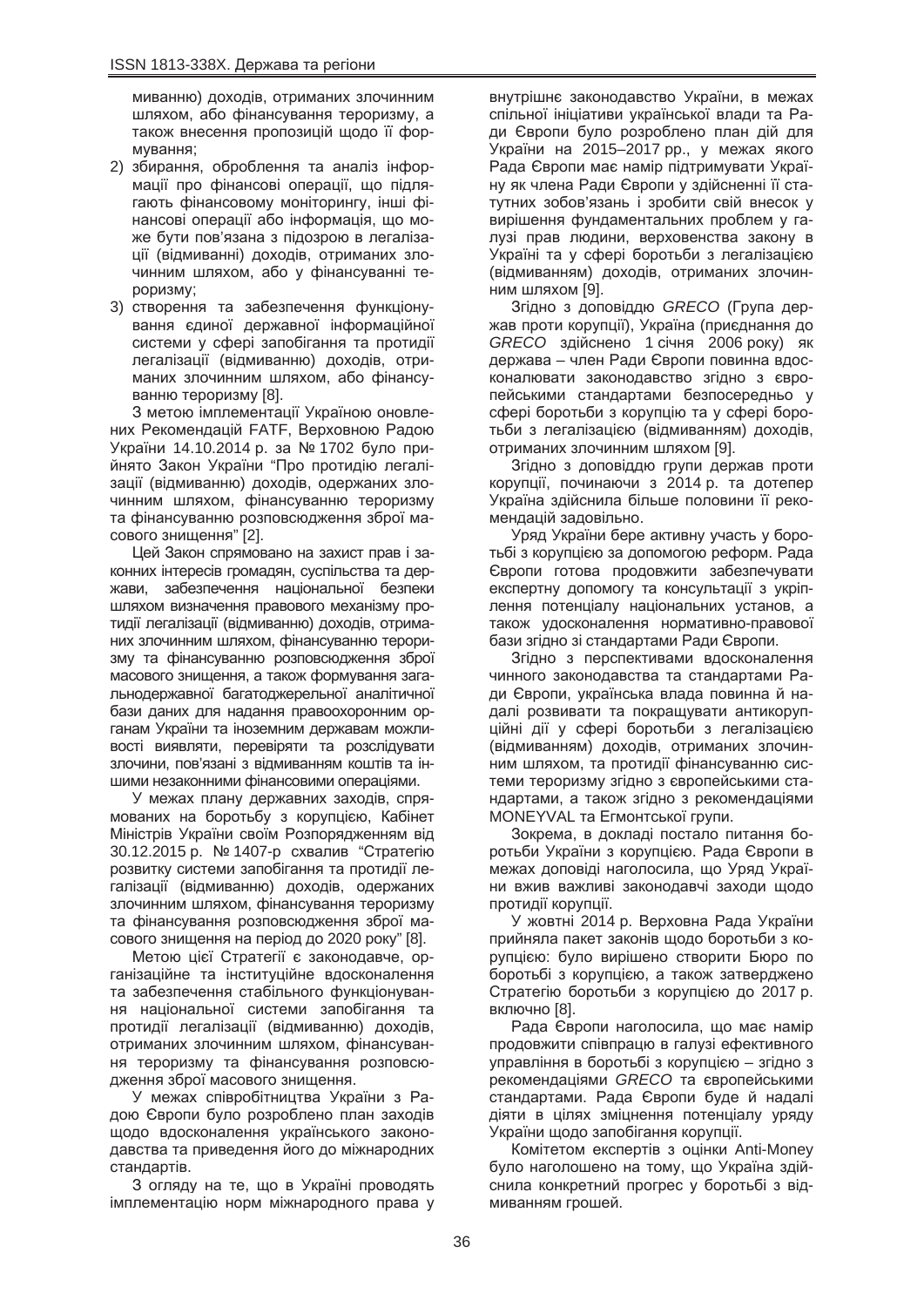миванню) доходів, отриманих злочинним шляхом, або фінансування тероризму, а також внесення пропозицій щодо її формування;

2) збирання, оброблення та аналіз інформації про фінансові операції, що підлягають фінансовому моніторингу, інші фінансові операції або інформація, що може бути пов'язана з підозрою в легалізації (відмиванні) доходів, отриманих злочинним шляхом, або у фінансуванні тероризму;
3) створення та забезпечення функціонування єдиної державної інформаційної системи у сфері запобігання та протидії легалізації (відмиванню) доходів, отриманих злочинним шляхом, або фінансуванню тероризму [8].

З метою імплементації Україною оновлених Рекомендацій FATF, Верховною Радою України 14.10.2014 р. за № 1702 було прийнято Закон України "Про протидію легалізації (відмиванню) доходів, одержаних злочинним шляхом, фінансуванню тероризму та фінансуванню розповсюдження зброї масового знищення" [2].

Цей Закон спрямовано на захист прав і законних інтересів громадян, суспільства та держави, забезпечення національної безпеки шляхом визначення правового механізму протидії легалізації (відмиванню) доходів, отриманих злочинним шляхом, фінансуванню тероризму та фінансуванню розповсюдження зброї масового знищення, а також формування загальнодержавної багатоджерельної аналітичної бази даних для надання правоохоронним органам України та іноземним державам можливості виявляти, перевіряти та розслідувати злочини, пов'язані з відмиванням коштів та іншими незаконними фінансовими операціями.

У межах плану державних заходів, спрямованих на боротьбу з корупцією, Кабінет Міністрів України своїм Розпорядженням від 30.12.2015 р. № 1407-р схвалив "Стратегію розвитку системи запобігання та протидії легалізації (відмиванню) доходів, одержаних злочинним шляхом, фінансування тероризму та фінансування розповсюдження зброї масового знищення на період до 2020 року" [8].

Метою цієї Стратегії є законодавче, організаційне та інституційне вдосконалення та забезпечення стабільного функціонування національної системи запобігання та протидії легалізації (відмиванню) доходів, отриманих злочинним шляхом, фінансування тероризму та фінансування розповсюдження зброї масового знищення.

У межах співробітництва України з Радою Європи було розроблено план заходів щодо вдосконалення українського законодавства та приведення його до міжнародних стандартів.

З огляду на те, що в Україні проводять імплементацію норм міжнародного права у внутрішнє законодавство України, в межах спільної ініціативи української влади та Ради Європи було розроблено план дій для України на 2015–2017 рр., у межах якого Рада Європи має намір підтримувати Україну як члена Ради Європи у здійсненні її статутних зобов'язань і зробити свій внесок у вирішення фундаментальних проблем у галузі прав людини, верховенства закону в Україні та у сфері боротьби з легалізацією (відмиванням) доходів, отриманих злочинним шляхом [9].

Згідно з доповіддю *GRECO* (Група держав проти корупції), Україна (приєднання до *GRECO* здійснено 1 січня 2006 року) як держава – член Ради Європи повинна вдосконалювати законодавство згідно з європейськими стандартами безпосередньо у сфері боротьби з корупцію та у сфері боротьби з легалізацією (відмиванням) доходів, отриманих злочинним шляхом [9].

Згідно з доповіддю групи держав проти корупції, починаючи з 2014 р. та дотепер Україна здійснила більше половини її рекомендацій задовільно.

Уряд України бере активну участь у боротьбі з корупцією за допомогою реформ. Рада Європи готова продовжити забезпечувати експертну допомогу та консультації з укріплення потенціалу національних установ, а також удосконалення нормативно-правової бази згідно зі стандартами Ради Європи.

Згідно з перспективами вдосконалення чинного законодавства та стандартами Ради Європи, українська влада повинна й надалі розвивати та покращувати антикорупційні дії у сфері боротьби з легалізацією (відмиванням) доходів, отриманих злочинним шляхом, та протидії фінансуванню системи тероризму згідно з європейськими стандартами, а також згідно з рекомендаціями MONEYVAL та Егмонтської групи.

Зокрема, в докладі постало питання боротьби України з корупцією. Рада Європи в межах доповіді наголосила, що Уряд України вжив важливі законодавчі заходи щодо протидії корупції.

У жовтні 2014 р. Верховна Рада України прийняла пакет законів щодо боротьби з корупцією: було вирішено створити Бюро по боротьбі з корупцією, а також затверджено Стратегію боротьби з корупцією до 2017 р. включно [8].

Рада Європи наголосила, що має намір продовжити співпрацю в галузі ефективного управління в боротьбі з корупцією – згідно з рекомендаціями *GRECO* та європейськими стандартами. Рада Європи буде й надалі діяти в цілях зміцнення потенціалу уряду України щодо запобігання корупції.

Комітетом експертів з оцінки Anti-Money було наголошено на тому, що Україна здійснила конкретний прогрес у боротьбі з відмиванням грошей.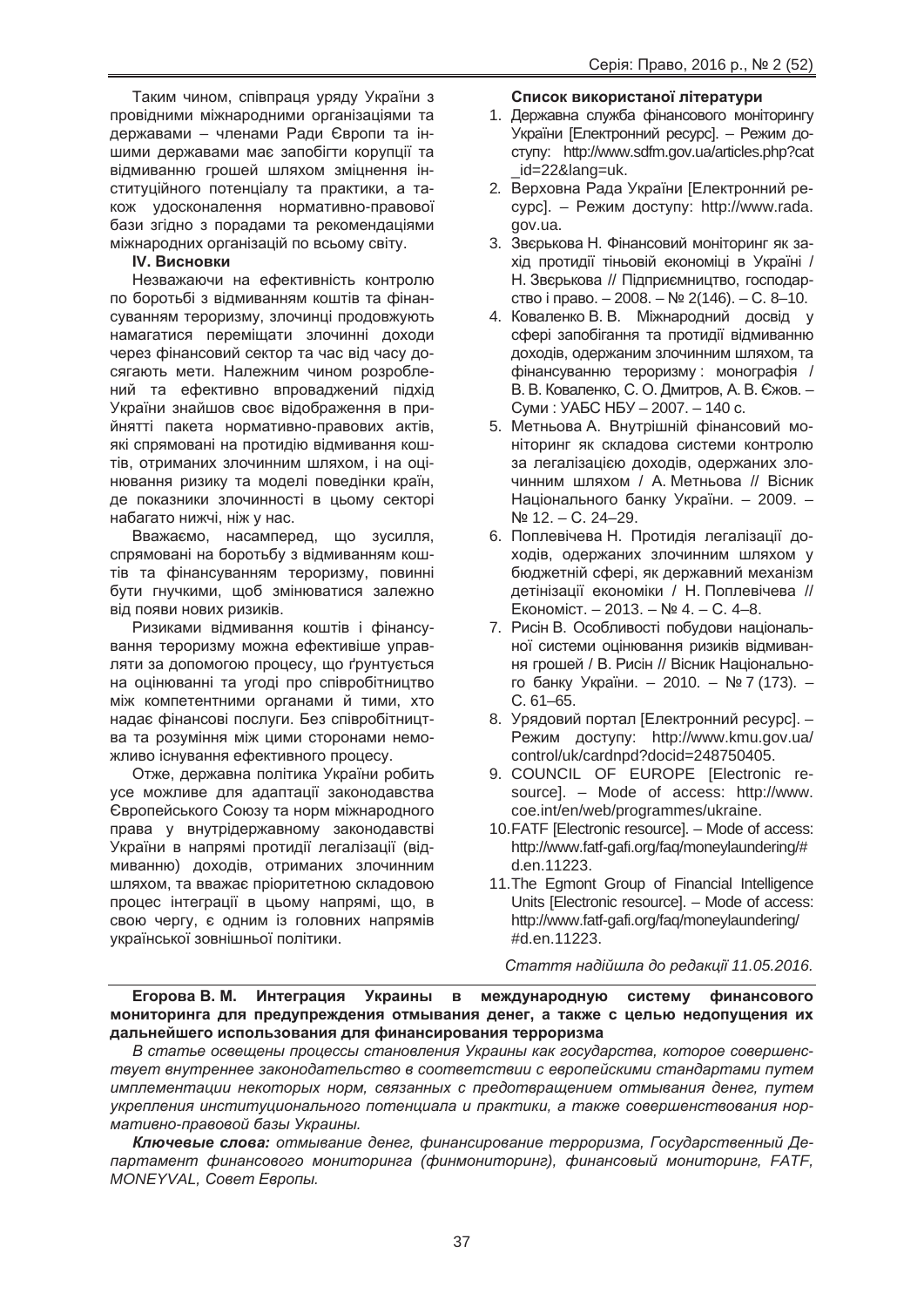Таким чином, співпраця уряду України з провідними міжнародними організаціями та державами – членами Ради Європи та іншими державами має запобігти корупції та відмиванню грошей шляхом зміцнення інституційного потенціалу та практики, а також удосконалення нормативно-правової бази згідно з порадами та рекомендаціями міжнародних організацій по всьому світу.

**IV. Висновки**

Незважаючи на ефективність контролю по боротьбі з відмиванням коштів та фінансуванням тероризму, злочинці продовжують намагатися переміщати злочинні доходи через фінансовий сектор та час від часу досягають мети. Належним чином розроблений та ефективно впроваджений підхід України знайшов своє відображення в прийнятті пакета нормативно-правових актів, які спрямовані на протидію відмивання коштів, отриманих злочинним шляхом, і на оцінювання ризику та моделі поведінки країн, де показники злочинності в цьому секторі набагато нижчі, ніж у нас.

Вважаємо, насамперед, що зусилля, спрямовані на боротьбу з відмиванням коштів та фінансуванням тероризму, повинні бути гнучкими, щоб змінюватися залежно від появи нових ризиків.

Ризиками відмивання коштів і фінансування тероризму можна ефективіше управляти за допомогою процесу, що ґрунтується на оцінюванні та угоді про співробітництво між компетентними органами й тими, хто надає фінансові послуги. Без співробітництва та розуміння між цими сторонами неможливо існування ефективного процесу.

Отже, державна політика України робить усе можливе для адаптації законодавства Європейського Союзу та норм міжнародного права у внутрідержавному законодавстві України в напрямі протидії легалізації (відмиванню) доходів, отриманих злочинним шляхом, та вважає пріоритетною складовою процес інтеграції в цьому напрямі, що, в свою чергу, є одним із головних напрямів української зовнішньої політики.

**Список використаної літератури**

1. Державна служба фінансового моніторингу України [Електронний ресурс]. – Режим доступу: http://www.sdfm.gov.ua/articles.php?cat_id=22&lang=uk.
2. Верховна Рада України [Електронний ресурс]. – Режим доступу: http://www.rada.gov.ua.
3. Звєрькова Н. Фінансовий моніторинг як захід протидії тіньовій економіці в Україні / Н. Звєрькова // Підприємництво, господарство і право. – 2008. – № 2(146). – С. 8–10.
4. Коваленко В. В. Міжнародний досвід у сфері запобігання та протидії відмиванню доходів, одержаним злочинним шляхом, та фінансуванню тероризму : монографія / В. В. Коваленко, С. О. Дмитров, А. В. Єжов. – Суми : УАБС НБУ – 2007. – 140 с.
5. Метньова А. Внутрішній фінансовий моніторинг як складова системи контролю за легалізацією доходів, одержаних злочинним шляхом / А. Метньова // Вісник Національного банку України. – 2009. – № 12. – С. 24–29.
6. Поплевічева Н. Протидія легалізації доходів, одержаних злочинним шляхом у бюджетній сфері, як державний механізм детінізації економіки / Н. Поплевічева // Економіст. – 2013. – № 4. – С. 4–8.
7. Рисін В. Особливості побудови національної системи оцінювання ризиків відмивання грошей / В. Рисін // Вісник Національного банку України. – 2010. – № 7 (173). – С. 61–65.
8. Урядовий портал [Електронний ресурс]. – Режим доступу: http://www.kmu.gov.ua/control/uk/cardnpd?docid=248750405.
9. COUNCIL OF EUROPE [Electronic resource]. – Mode of access: http://www.coe.int/en/web/programmes/ukraine.
10. FATF [Electronic resource]. – Mode of access: http://www.fatf-gafi.org/faq/moneylaundering/#d.en.11223.
11. The Egmont Group of Financial Intelligence Units [Electronic resource]. – Mode of access: http://www.fatf-gafi.org/faq/moneylaundering/#d.en.11223.

*Стаття надійшла до редакції 11.05.2016.*

**Егорова В. М. Интеграция Украины в международную систему финансового мониторинга для предупреждения отмывания денег, а также с целью недопущения их дальнейшего использования для финансирования терроризма**

*В статье освещены процессы становления Украины как государства, которое совершенствует внутреннее законодательство в соответствии с европейскими стандартами путем имплементации некоторых норм, связанных с предотвращением отмывания денег, путем укрепления институционального потенциала и практики, а также совершенствования нормативно-правовой базы Украины.*

***Ключевые слова:*** *отмывание денег, финансирование терроризма, Государственный Департамент финансового мониторинга (финмониторинг), финансовый мониторинг, FATF, MONEYVAL, Совет Европы.*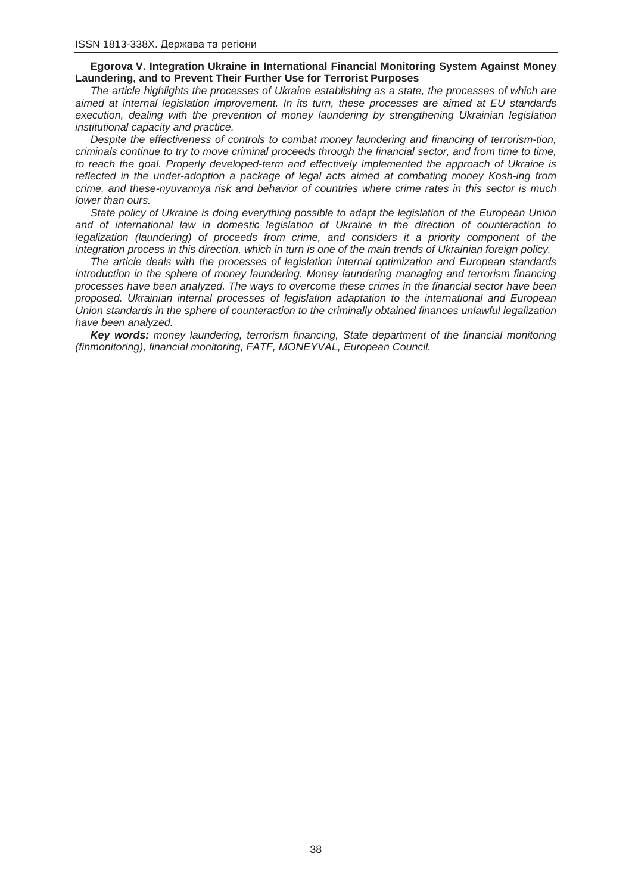**Egorova V. Integration Ukraine in International Financial Monitoring System Against Money Laundering, and to Prevent Their Further Use for Terrorist Purposes**

*The article highlights the processes of Ukraine establishing as a state, the processes of which are aimed at internal legislation improvement. In its turn, these processes are aimed at EU standards execution, dealing with the prevention of money laundering by strengthening Ukrainian legislation institutional capacity and practice.*

*Despite the effectiveness of controls to combat money laundering and financing of terrorism-tion, criminals continue to try to move criminal proceeds through the financial sector, and from time to time, to reach the goal. Properly developed-term and effectively implemented the approach of Ukraine is reflected in the under-adoption a package of legal acts aimed at combating money Kosh-ing from crime, and these-nyuvannya risk and behavior of countries where crime rates in this sector is much lower than ours.*

*State policy of Ukraine is doing everything possible to adapt the legislation of the European Union and of international law in domestic legislation of Ukraine in the direction of counteraction to legalization (laundering) of proceeds from crime, and considers it a priority component of the integration process in this direction, which in turn is one of the main trends of Ukrainian foreign policy.*

*The article deals with the processes of legislation internal optimization and European standards introduction in the sphere of money laundering. Money laundering managing and terrorism financing processes have been analyzed. The ways to overcome these crimes in the financial sector have been proposed. Ukrainian internal processes of legislation adaptation to the international and European Union standards in the sphere of counteraction to the criminally obtained finances unlawful legalization have been analyzed.*

***Key words:*** *money laundering, terrorism financing, State department of the financial monitoring (finmonitoring), financial monitoring, FATF, MONEYVAL, European Council.*